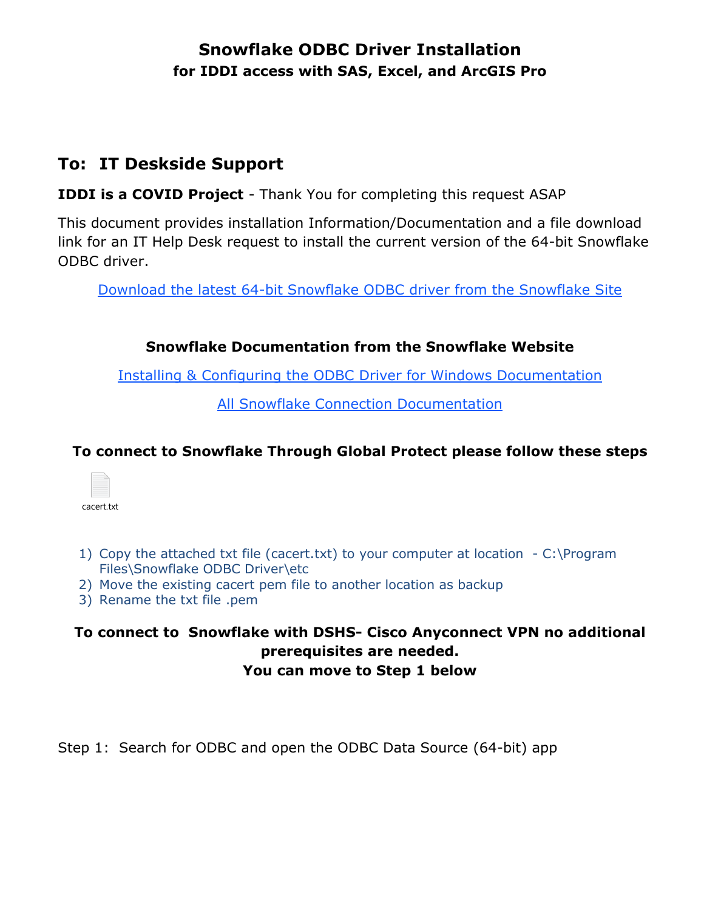# Snowflake ODBC Driver Installation

**for IDDI access with SAS, Excel, and ArcGIS Pro**

## To: IT Deskside Support

**IDDI is a COVID Project** - Thank You for completing this request ASAP

This document provides installation Information/Documentation and a file download link for an IT Help Desk request to install the current version of the 64-bit Snowflake ODBC driver.

Download the latest 64-bit Snowflake ODBC driver from the Snowflake Site

**Snowflake Documentation from the Snowflake Website**

Installing & Configuring the ODBC Driver for Windows Documentation

All Snowflake Connection Documentation

**To connect to Snowflake Through Global Protect please follow these steps**

cacert.txt

1) Copy the attached txt file (cacert.txt) to your computer at location - C:\Program Files\Snowflake ODBC Driver\etc
2) Move the existing cacert pem file to another location as backup
3) Rename the txt file .pem

**To connect to Snowflake with DSHS- Cisco Anyconnect VPN no additional prerequisites are needed.**
**You can move to Step 1 below**

Step 1: Search for ODBC and open the ODBC Data Source (64-bit) app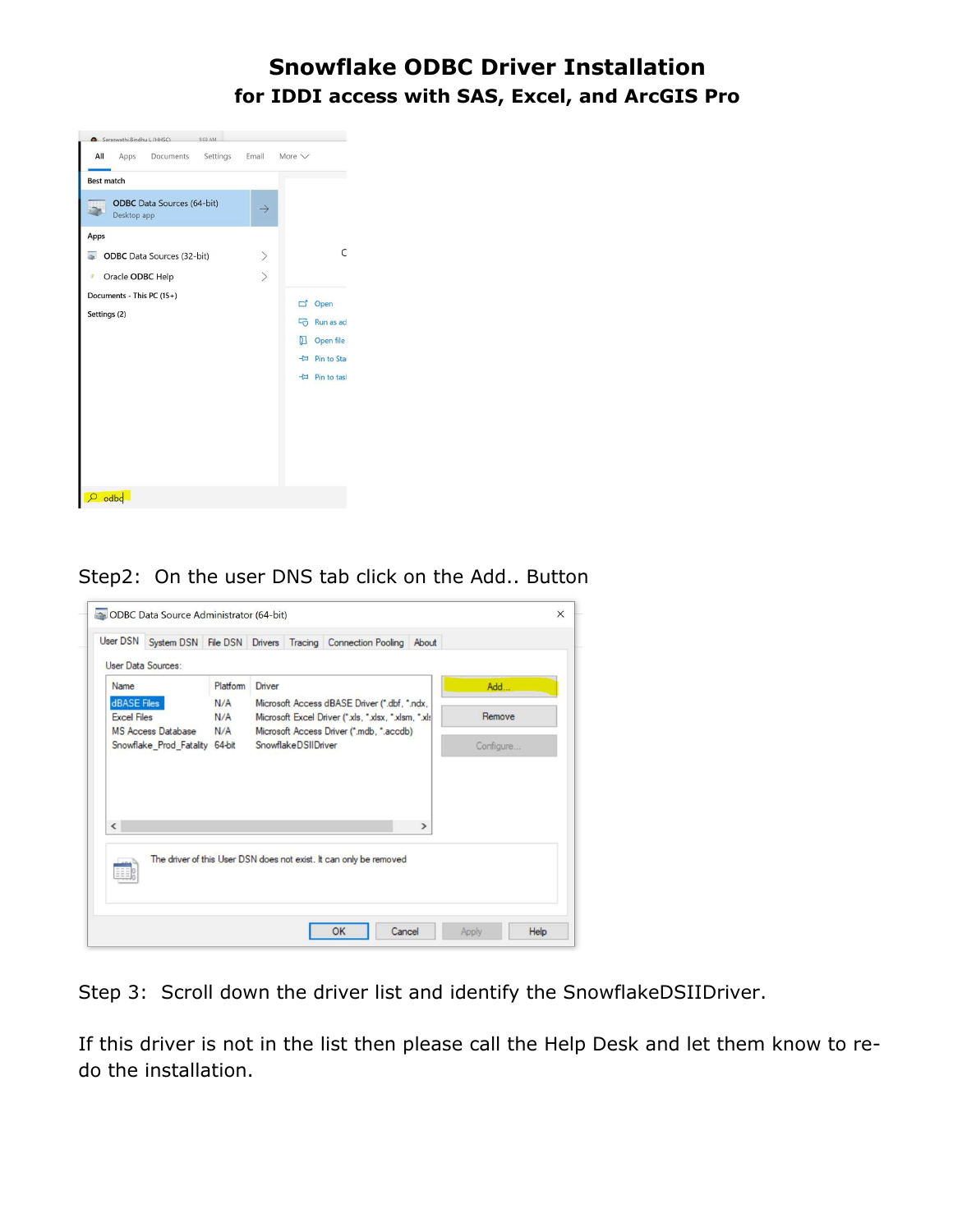# Snowflake ODBC Driver Installation

## for IDDI access with SAS, Excel, and ArcGIS Pro

Step2: On the user DNS tab click on the Add.. Button

Step 3: Scroll down the driver list and identify the SnowflakeDSIIDriver.

If this driver is not in the list then please call the Help Desk and let them know to re-do the installation.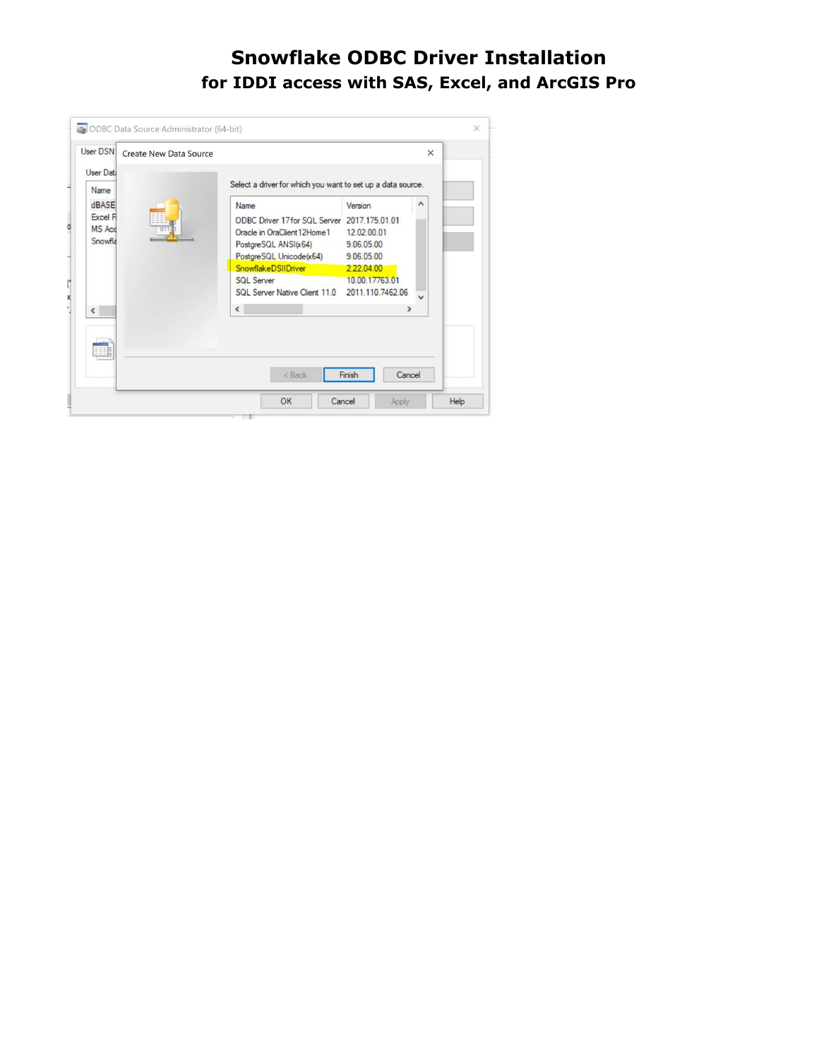# Snowflake ODBC Driver Installation

## for IDDI access with SAS, Excel, and ArcGIS Pro